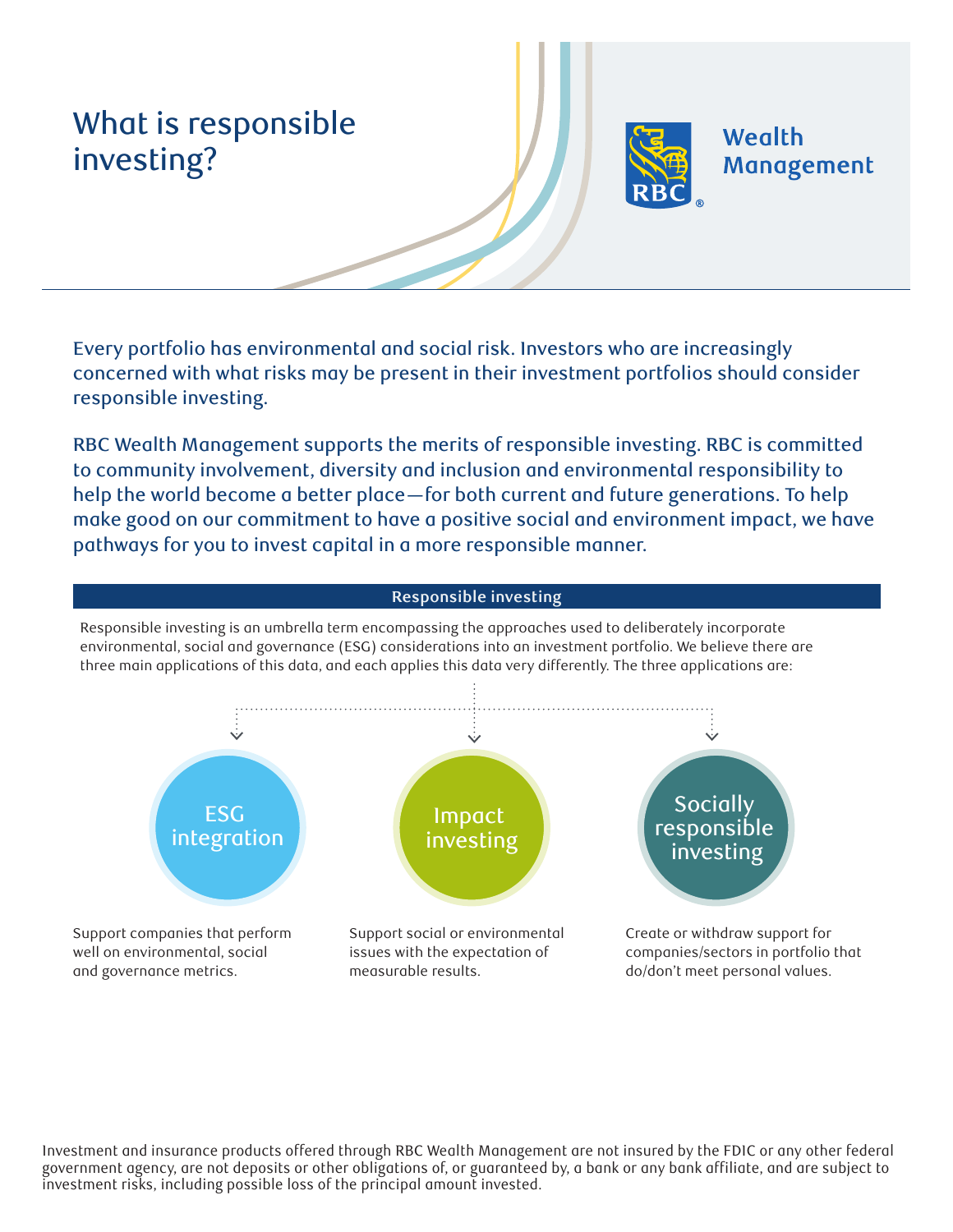# What is responsible investing?

Wealth Management

Every portfolio has environmental and social risk. Investors who are increasingly concerned with what risks may be present in their investment portfolios should consider responsible investing.

RBC Wealth Management supports the merits of responsible investing. RBC is committed to community involvement, diversity and inclusion and environmental responsibility to help the world become a better place—for both current and future generations. To help make good on our commitment to have a positive social and environment impact, we have pathways for you to invest capital in a more responsible manner.

## Responsible investing

Responsible investing is an umbrella term encompassing the approaches used to deliberately incorporate environmental, social and governance (ESG) considerations into an investment portfolio. We believe there are three main applications of this data, and each applies this data very differently. The three applications are:

### ESG integration

Support companies that perform well on environmental, social and governance metrics.

### Impact investing

Support social or environmental issues with the expectation of measurable results.

### Socially responsible investing

Create or withdraw support for companies/sectors in portfolio that do/don't meet personal values.

Investment and insurance products offered through RBC Wealth Management are not insured by the FDIC or any other federal government agency, are not deposits or other obligations of, or guaranteed by, a bank or any bank affiliate, and are subject to investment risks, including possible loss of the principal amount invested.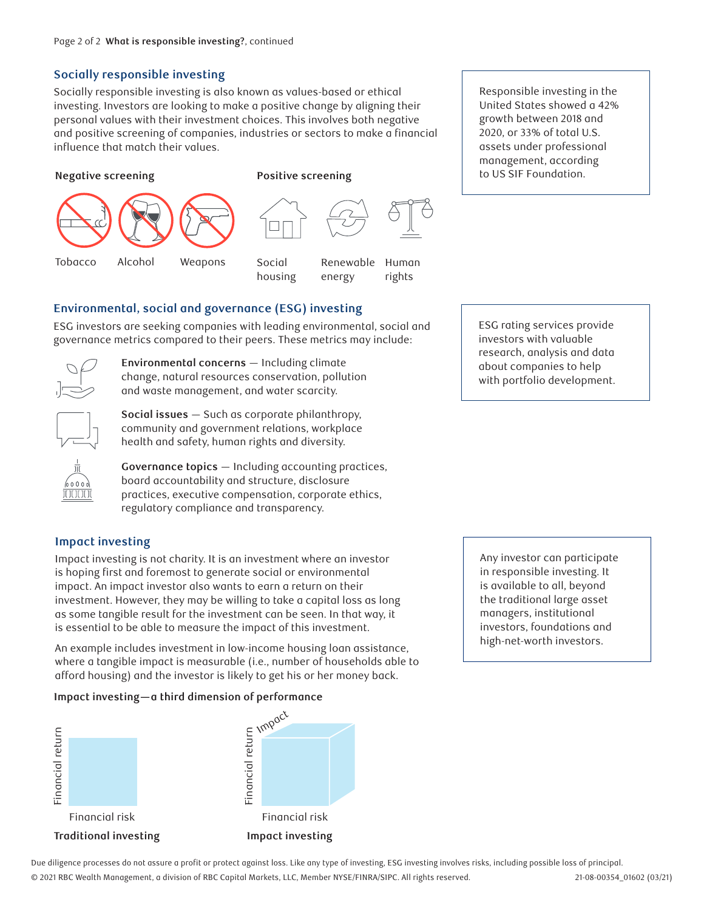## Socially responsible investing

Socially responsible investing is also known as values-based or ethical investing. Investors are looking to make a positive change by aligning their personal values with their investment choices. This involves both negative and positive screening of companies, industries or sectors to make a financial influence that match their values.

**Negative screening**

Tobacco

Alcohol

Weapons

**Positive screening**

Social housing

Renewable energy

Human rights

Responsible investing in the United States showed a 42% growth between 2018 and 2020, or 33% of total U.S. assets under professional management, according to US SIF Foundation.

## Environmental, social and governance (ESG) investing

ESG investors are seeking companies with leading environmental, social and governance metrics compared to their peers. These metrics may include:

**Environmental concerns** — Including climate change, natural resources conservation, pollution and waste management, and water scarcity.

**Social issues** — Such as corporate philanthropy, community and government relations, workplace health and safety, human rights and diversity.

**Governance topics** — Including accounting practices, board accountability and structure, disclosure practices, executive compensation, corporate ethics, regulatory compliance and transparency.

ESG rating services provide investors with valuable research, analysis and data about companies to help with portfolio development.

## Impact investing

Impact investing is not charity. It is an investment where an investor is hoping first and foremost to generate social or environmental impact. An impact investor also wants to earn a return on their investment. However, they may be willing to take a capital loss as long as some tangible result for the investment can be seen. In that way, it is essential to be able to measure the impact of this investment.

An example includes investment in low-income housing loan assistance, where a tangible impact is measurable (i.e., number of households able to afford housing) and the investor is likely to get his or her money back.

Any investor can participate in responsible investing. It is available to all, beyond the traditional large asset managers, institutional investors, foundations and high-net-worth investors.

**Impact investing—a third dimension of performance**

Financial return

Financial risk

**Traditional investing**

Impact

Financial return

Financial risk

**Impact investing**

Due diligence processes do not assure a profit or protect against loss. Like any type of investing, ESG investing involves risks, including possible loss of principal.

© 2021 RBC Wealth Management, a division of RBC Capital Markets, LLC, Member NYSE/FINRA/SIPC. All rights reserved. 21-08-00354_01602 (03/21)